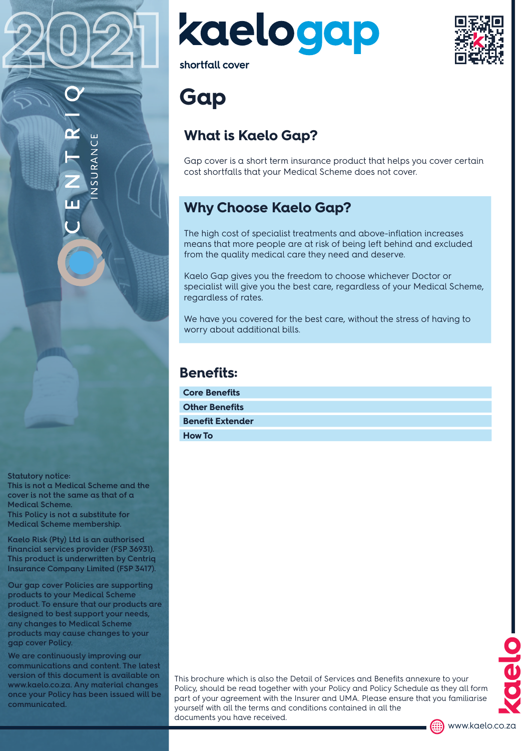# kaelogap

shortfall cover

# Gap

## What is Kaelo Gap?

Gap cover is a short term insurance product that helps you cover certain cost shortfalls that your Medical Scheme does not cover.

## Why Choose Kaelo Gap?

The high cost of specialist treatments and above-inflation increases means that more people are at risk of being left behind and excluded from the quality medical care they need and deserve.

Kaelo Gap gives you the freedom to choose whichever Doctor or specialist will give you the best care, regardless of your Medical Scheme, regardless of rates.

We have you covered for the best care, without the stress of having to worry about additional bills.

## Benefits:

- **Core Benefits**
- **Other Benefits**
- **Benefit Extender**
- **How To**

**Statutory notice:**
**This is not a Medical Scheme and the cover is not the same as that of a Medical Scheme.**
**This Policy is not a substitute for Medical Scheme membership.**

**Kaelo Risk (Pty) Ltd is an authorised financial services provider (FSP 36931). This product is underwritten by Centriq Insurance Company Limited (FSP 3417).**

**Our gap cover Policies are supporting products to your Medical Scheme product. To ensure that our products are designed to best support your needs, any changes to Medical Scheme products may cause changes to your gap cover Policy.**

**We are continuously improving our communications and content. The latest version of this document is available on www.kaelo.co.za. Any material changes once your Policy has been issued will be communicated.**

This brochure which is also the Detail of Services and Benefits annexure to your Policy, should be read together with your Policy and Policy Schedule as they all form part of your agreement with the Insurer and UMA. Please ensure that you familiarise yourself with all the terms and conditions contained in all the documents you have received.

www.kaelo.co.za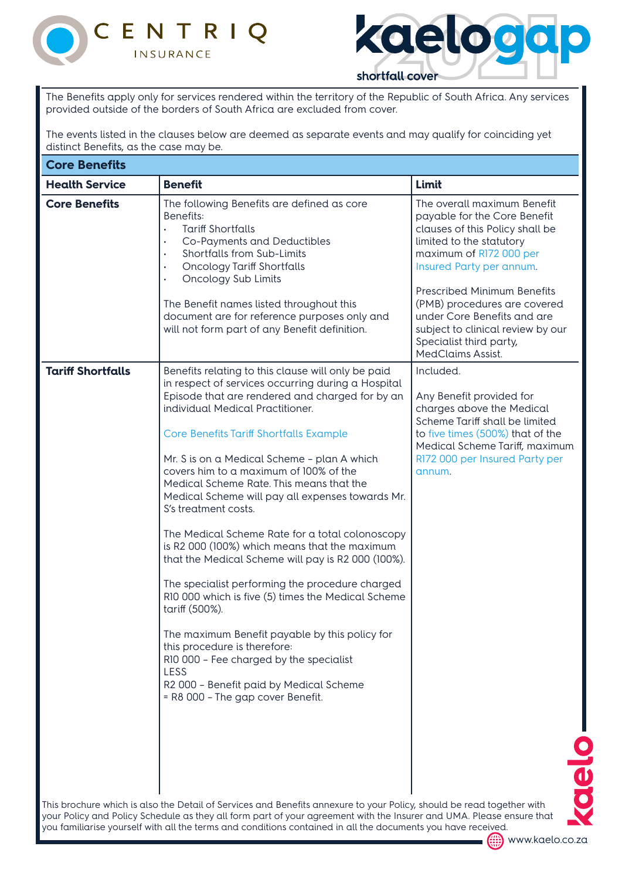The Benefits apply only for services rendered within the territory of the Republic of South Africa. Any services provided outside of the borders of South Africa are excluded from cover.

The events listed in the clauses below are deemed as separate events and may qualify for coinciding yet distinct Benefits, as the case may be.

## Core Benefits

| Health Service | Benefit | Limit |
|---|---|---|
| **Core Benefits** | The following Benefits are defined as core Benefits:<br>• Tariff Shortfalls<br>• Co-Payments and Deductibles<br>• Shortfalls from Sub-Limits<br>• Oncology Tariff Shortfalls<br>• Oncology Sub Limits<br><br>The Benefit names listed throughout this document are for reference purposes only and will not form part of any Benefit definition. | The overall maximum Benefit payable for the Core Benefit clauses of this Policy shall be limited to the statutory maximum of R172 000 per Insured Party per annum.<br><br>Prescribed Minimum Benefits (PMB) procedures are covered under Core Benefits and are subject to clinical review by our Specialist third party, MedClaims Assist. |
| **Tariff Shortfalls** | Benefits relating to this clause will only be paid in respect of services occurring during a Hospital Episode that are rendered and charged for by an individual Medical Practitioner.<br><br>Core Benefits Tariff Shortfalls Example<br><br>Mr. S is on a Medical Scheme - plan A which covers him to a maximum of 100% of the Medical Scheme Rate. This means that the Medical Scheme will pay all expenses towards Mr. S's treatment costs.<br><br>The Medical Scheme Rate for a total colonoscopy is R2 000 (100%) which means that the maximum that the Medical Scheme will pay is R2 000 (100%).<br><br>The specialist performing the procedure charged R10 000 which is five (5) times the Medical Scheme tariff (500%).<br><br>The maximum Benefit payable by this policy for this procedure is therefore:<br>R10 000 - Fee charged by the specialist<br>LESS<br>R2 000 - Benefit paid by Medical Scheme<br>= R8 000 - The gap cover Benefit. | Included.<br><br>Any Benefit provided for charges above the Medical Scheme Tariff shall be limited to five times (500%) that of the Medical Scheme Tariff, maximum R172 000 per Insured Party per annum. |

This brochure which is also the Detail of Services and Benefits annexure to your Policy, should be read together with your Policy and Policy Schedule as they all form part of your agreement with the Insurer and UMA. Please ensure that you familiarise yourself with all the terms and conditions contained in all the documents you have received.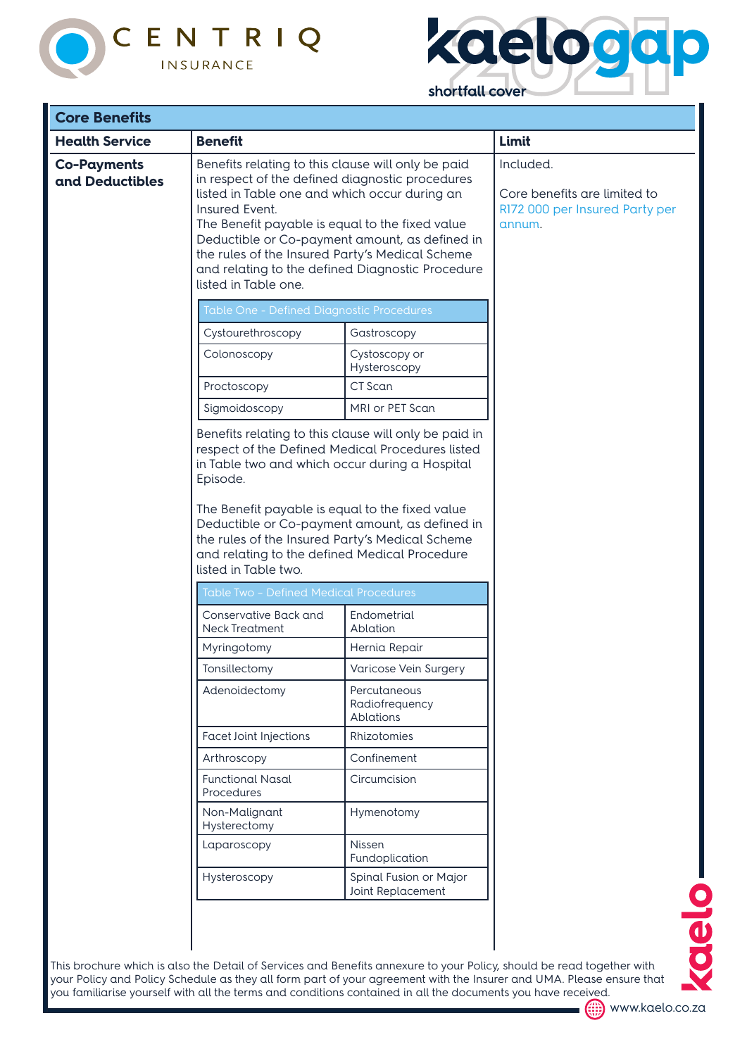## Core Benefits

| Health Service | Benefit | Limit |
|---|---|---|
| **Co-Payments and Deductibles** | Benefits relating to this clause will only be paid in respect of the defined diagnostic procedures listed in Table one and which occur during an Insured Event.<br>The Benefit payable is equal to the fixed value Deductible or Co-payment amount, as defined in the rules of the Insured Party's Medical Scheme and relating to the defined Diagnostic Procedure listed in Table one. | Included.<br><br>Core benefits are limited to R172 000 per Insured Party per annum. |

| Table One - Defined Diagnostic Procedures | |
|---|---|
| Cystourethroscopy | Gastroscopy |
| Colonoscopy | Cystoscopy or Hysteroscopy |
| Proctoscopy | CT Scan |
| Sigmoidoscopy | MRI or PET Scan |

Benefits relating to this clause will only be paid in respect of the Defined Medical Procedures listed in Table two and which occur during a Hospital Episode.

The Benefit payable is equal to the fixed value Deductible or Co-payment amount, as defined in the rules of the Insured Party's Medical Scheme and relating to the defined Medical Procedure listed in Table two.

| Table Two - Defined Medical Procedures | |
|---|---|
| Conservative Back and Neck Treatment | Endometrial Ablation |
| Myringotomy | Hernia Repair |
| Tonsillectomy | Varicose Vein Surgery |
| Adenoidectomy | Percutaneous Radiofrequency Ablations |
| Facet Joint Injections | Rhizotomies |
| Arthroscopy | Confinement |
| Functional Nasal Procedures | Circumcision |
| Non-Malignant Hysterectomy | Hymenotomy |
| Laparoscopy | Nissen Fundoplication |
| Hysteroscopy | Spinal Fusion or Major Joint Replacement |

This brochure which is also the Detail of Services and Benefits annexure to your Policy, should be read together with your Policy and Policy Schedule as they all form part of your agreement with the Insurer and UMA. Please ensure that you familiarise yourself with all the terms and conditions contained in all the documents you have received.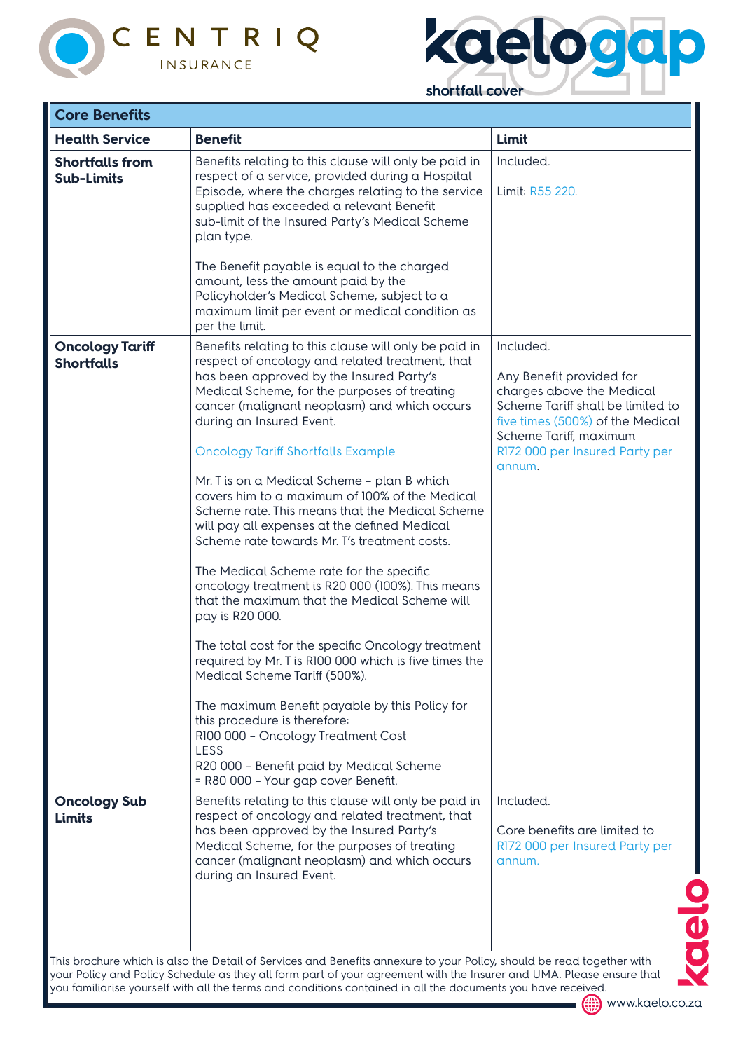| Core Benefits | | |
|---|---|---|
| **Health Service** | **Benefit** | **Limit** |
| **Shortfalls from Sub-Limits** | Benefits relating to this clause will only be paid in respect of a service, provided during a Hospital Episode, where the charges relating to the service supplied has exceeded a relevant Benefit sub-limit of the Insured Party's Medical Scheme plan type.<br><br>The Benefit payable is equal to the charged amount, less the amount paid by the Policyholder's Medical Scheme, subject to a maximum limit per event or medical condition as per the limit. | Included.<br><br>Limit: R55 220. |
| **Oncology Tariff Shortfalls** | Benefits relating to this clause will only be paid in respect of oncology and related treatment, that has been approved by the Insured Party's Medical Scheme, for the purposes of treating cancer (malignant neoplasm) and which occurs during an Insured Event.<br><br>Oncology Tariff Shortfalls Example<br><br>Mr. T is on a Medical Scheme - plan B which covers him to a maximum of 100% of the Medical Scheme rate. This means that the Medical Scheme will pay all expenses at the defined Medical Scheme rate towards Mr. T's treatment costs.<br><br>The Medical Scheme rate for the specific oncology treatment is R20 000 (100%). This means that the maximum that the Medical Scheme will pay is R20 000.<br><br>The total cost for the specific Oncology treatment required by Mr. T is R100 000 which is five times the Medical Scheme Tariff (500%).<br><br>The maximum Benefit payable by this Policy for this procedure is therefore:<br>R100 000 - Oncology Treatment Cost<br>LESS<br>R20 000 - Benefit paid by Medical Scheme<br>= R80 000 - Your gap cover Benefit. | Included.<br><br>Any Benefit provided for charges above the Medical Scheme Tariff shall be limited to five times (500%) of the Medical Scheme Tariff, maximum R172 000 per Insured Party per annum. |
| **Oncology Sub Limits** | Benefits relating to this clause will only be paid in respect of oncology and related treatment, that has been approved by the Insured Party's Medical Scheme, for the purposes of treating cancer (malignant neoplasm) and which occurs during an Insured Event. | Included.<br><br>Core benefits are limited to R172 000 per Insured Party per annum. |

This brochure which is also the Detail of Services and Benefits annexure to your Policy, should be read together with your Policy and Policy Schedule as they all form part of your agreement with the Insurer and UMA. Please ensure that you familiarise yourself with all the terms and conditions contained in all the documents you have received.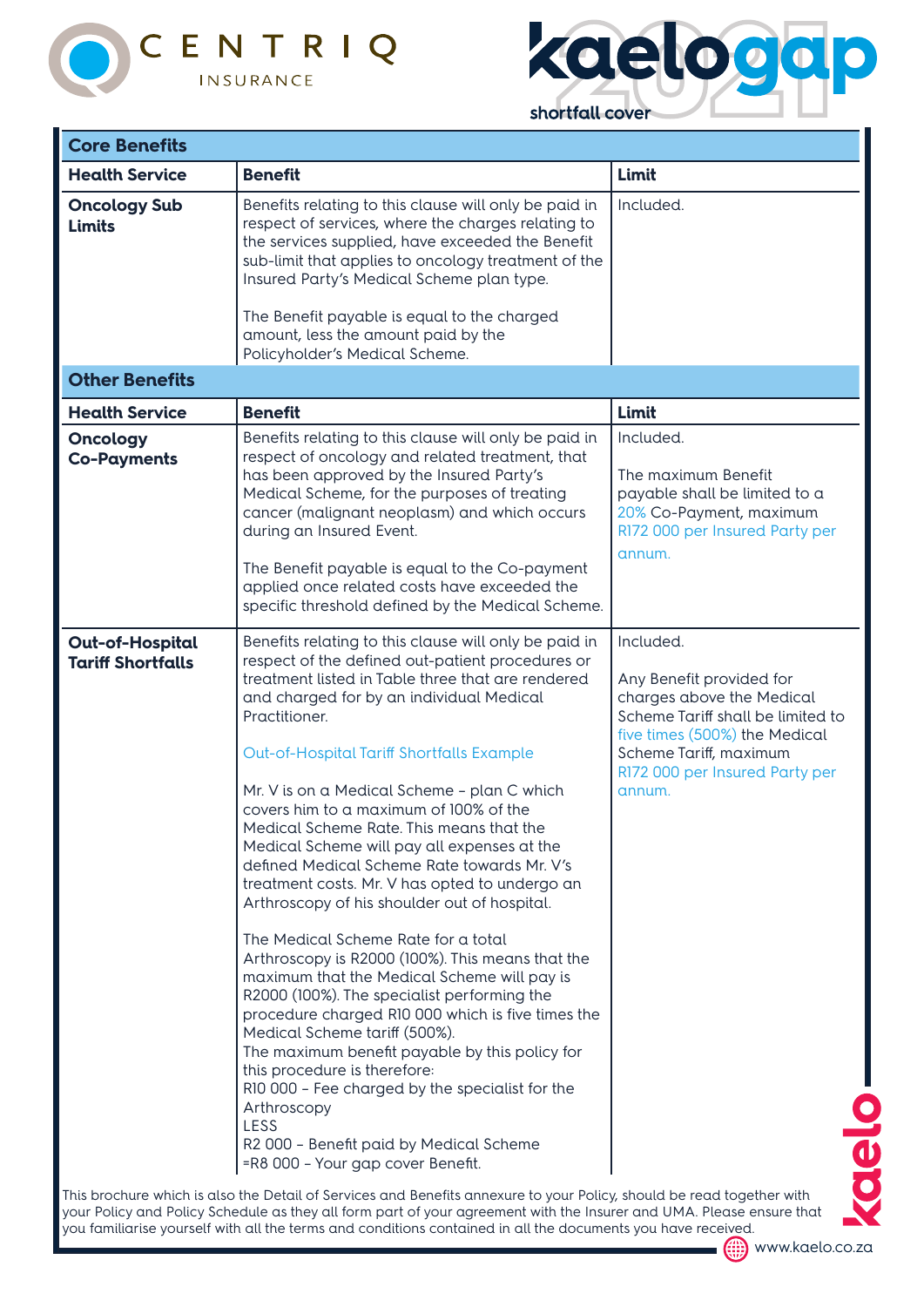CENTRIQ INSURANCE

kaelogap 2021 shortfall cover

| Core Benefits | | |
|---|---|---|
| **Health Service** | **Benefit** | **Limit** |
| **Oncology Sub Limits** | Benefits relating to this clause will only be paid in respect of services, where the charges relating to the services supplied, have exceeded the Benefit sub-limit that applies to oncology treatment of the Insured Party's Medical Scheme plan type.<br><br>The Benefit payable is equal to the charged amount, less the amount paid by the Policyholder's Medical Scheme. | Included. |
| **Other Benefits** | | |
| **Health Service** | **Benefit** | **Limit** |
| **Oncology Co-Payments** | Benefits relating to this clause will only be paid in respect of oncology and related treatment, that has been approved by the Insured Party's Medical Scheme, for the purposes of treating cancer (malignant neoplasm) and which occurs during an Insured Event.<br><br>The Benefit payable is equal to the Co-payment applied once related costs have exceeded the specific threshold defined by the Medical Scheme. | Included.<br><br>The maximum Benefit payable shall be limited to a 20% Co-Payment, maximum R172 000 per Insured Party per annum. |
| **Out-of-Hospital Tariff Shortfalls** | Benefits relating to this clause will only be paid in respect of the defined out-patient procedures or treatment listed in Table three that are rendered and charged for by an individual Medical Practitioner.<br><br>Out-of-Hospital Tariff Shortfalls Example<br><br>Mr. V is on a Medical Scheme – plan C which covers him to a maximum of 100% of the Medical Scheme Rate. This means that the Medical Scheme will pay all expenses at the defined Medical Scheme Rate towards Mr. V's treatment costs. Mr. V has opted to undergo an Arthroscopy of his shoulder out of hospital.<br><br>The Medical Scheme Rate for a total Arthroscopy is R2000 (100%). This means that the maximum that the Medical Scheme will pay is R2000 (100%). The specialist performing the procedure charged R10 000 which is five times the Medical Scheme tariff (500%).<br>The maximum benefit payable by this policy for this procedure is therefore:<br>R10 000 – Fee charged by the specialist for the Arthroscopy<br>LESS<br>R2 000 – Benefit paid by Medical Scheme<br>=R8 000 – Your gap cover Benefit. | Included.<br><br>Any Benefit provided for charges above the Medical Scheme Tariff shall be limited to five times (500%) the Medical Scheme Tariff, maximum R172 000 per Insured Party per annum. |

This brochure which is also the Detail of Services and Benefits annexure to your Policy, should be read together with your Policy and Policy Schedule as they all form part of your agreement with the Insurer and UMA. Please ensure that you familiarise yourself with all the terms and conditions contained in all the documents you have received.

www.kaelo.co.za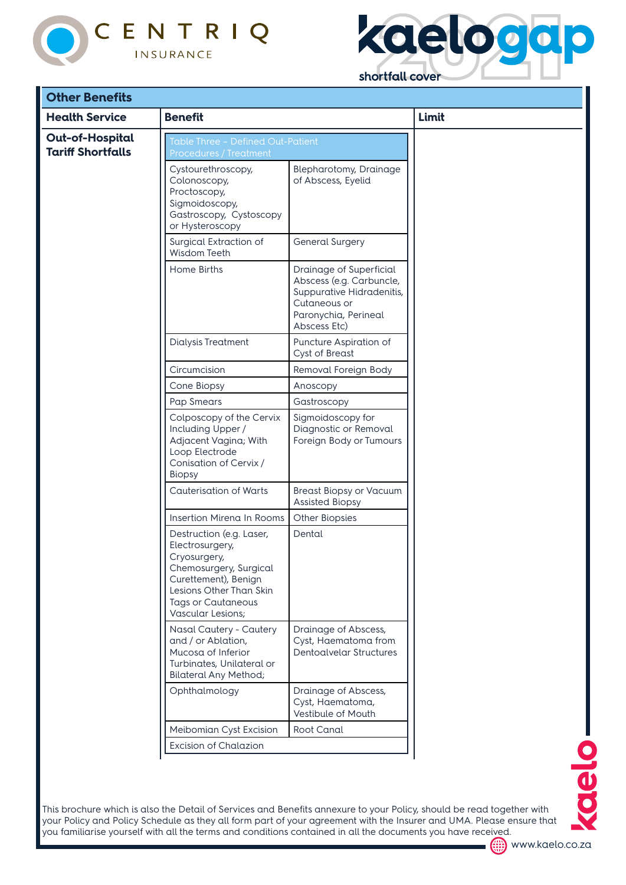## Other Benefits

| Health Service | Benefit | | Limit |
|---|---|---|---|
| **Out-of-Hospital Tariff Shortfalls** | Table Three – Defined Out-Patient Procedures / Treatment | | |
| | Cystourethroscopy, Colonoscopy, Proctoscopy, Sigmoidoscopy, Gastroscopy, Cystoscopy or Hysteroscopy | Blepharotomy, Drainage of Abscess, Eyelid | |
| | Surgical Extraction of Wisdom Teeth | General Surgery | |
| | Home Births | Drainage of Superficial Abscess (e.g. Carbuncle, Suppurative Hidradenitis, Cutaneous or Paronychia, Perineal Abscess Etc) | |
| | Dialysis Treatment | Puncture Aspiration of Cyst of Breast | |
| | Circumcision | Removal Foreign Body | |
| | Cone Biopsy | Anoscopy | |
| | Pap Smears | Gastroscopy | |
| | Colposcopy of the Cervix Including Upper / Adjacent Vagina; With Loop Electrode Conisation of Cervix / Biopsy | Sigmoidoscopy for Diagnostic or Removal Foreign Body or Tumours | |
| | Cauterisation of Warts | Breast Biopsy or Vacuum Assisted Biopsy | |
| | Insertion Mirena In Rooms | Other Biopsies | |
| | Destruction (e.g. Laser, Electrosurgery, Cryosurgery, Chemosurgery, Surgical Curettement), Benign Lesions Other Than Skin Tags or Cautaneous Vascular Lesions; | Dental | |
| | Nasal Cautery - Cautery and / or Ablation, Mucosa of Inferior Turbinates, Unilateral or Bilateral Any Method; | Drainage of Abscess, Cyst, Haematoma from Dentoalvelar Structures | |
| | Ophthalmology | Drainage of Abscess, Cyst, Haematoma, Vestibule of Mouth | |
| | Meibomian Cyst Excision | Root Canal | |
| | Excision of Chalazion | | |

This brochure which is also the Detail of Services and Benefits annexure to your Policy, should be read together with your Policy and Policy Schedule as they all form part of your agreement with the Insurer and UMA. Please ensure that you familiarise yourself with all the terms and conditions contained in all the documents you have received.

www.kaelo.co.za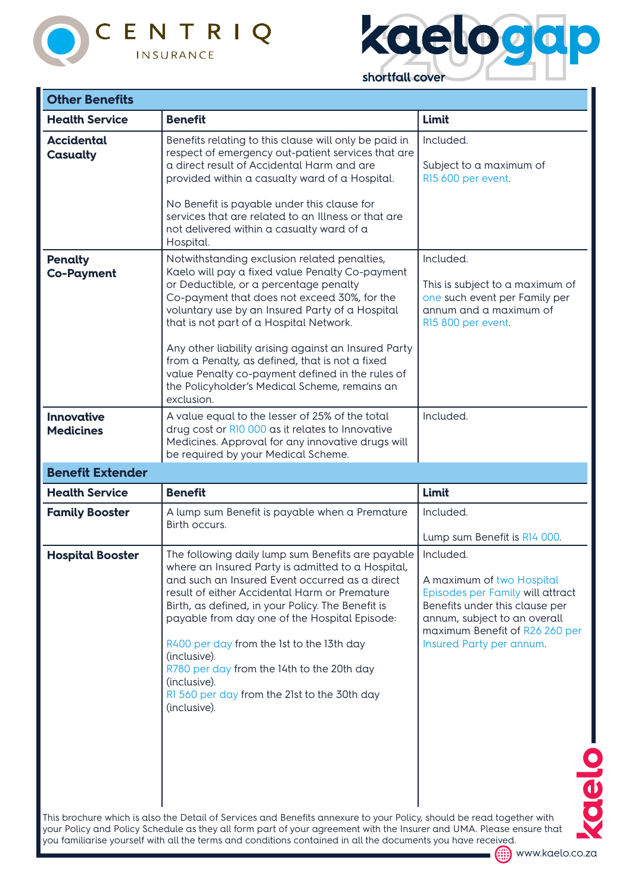CENTRIQ INSURANCE

kaelogap 2021 shortfall cover

## Other Benefits

| Health Service | Benefit | Limit |
|---|---|---|
| **Accidental Casualty** | Benefits relating to this clause will only be paid in respect of emergency out-patient services that are a direct result of Accidental Harm and are provided within a casualty ward of a Hospital.<br><br>No Benefit is payable under this clause for services that are related to an Illness or that are not delivered within a casualty ward of a Hospital. | Included.<br><br>Subject to a maximum of R15 600 per event. |
| **Penalty Co-Payment** | Notwithstanding exclusion related penalties, Kaelo will pay a fixed value Penalty Co-payment or Deductible, or a percentage penalty Co-payment that does not exceed 30%, for the voluntary use by an Insured Party of a Hospital that is not part of a Hospital Network.<br><br>Any other liability arising against an Insured Party from a Penalty, as defined, that is not a fixed value Penalty co-payment defined in the rules of the Policyholder's Medical Scheme, remains an exclusion. | Included.<br><br>This is subject to a maximum of one such event per Family per annum and a maximum of R15 800 per event. |
| **Innovative Medicines** | A value equal to the lesser of 25% of the total drug cost or R10 000 as it relates to Innovative Medicines. Approval for any innovative drugs will be required by your Medical Scheme. | Included. |

## Benefit Extender

| Health Service | Benefit | Limit |
|---|---|---|
| **Family Booster** | A lump sum Benefit is payable when a Premature Birth occurs. | Included.<br><br>Lump sum Benefit is R14 000. |
| **Hospital Booster** | The following daily lump sum Benefits are payable where an Insured Party is admitted to a Hospital, and such an Insured Event occurred as a direct result of either Accidental Harm or Premature Birth, as defined, in your Policy. The Benefit is payable from day one of the Hospital Episode:<br><br>R400 per day from the 1st to the 13th day (inclusive).<br>R780 per day from the 14th to the 20th day (inclusive).<br>R1 560 per day from the 21st to the 30th day (inclusive). | Included.<br><br>A maximum of two Hospital Episodes per Family will attract Benefits under this clause per annum, subject to an overall maximum Benefit of R26 260 per Insured Party per annum. |

This brochure which is also the Detail of Services and Benefits annexure to your Policy, should be read together with your Policy and Policy Schedule as they all form part of your agreement with the Insurer and UMA. Please ensure that you familiarise yourself with all the terms and conditions contained in all the documents you have received.

kaelo

www.kaelo.co.za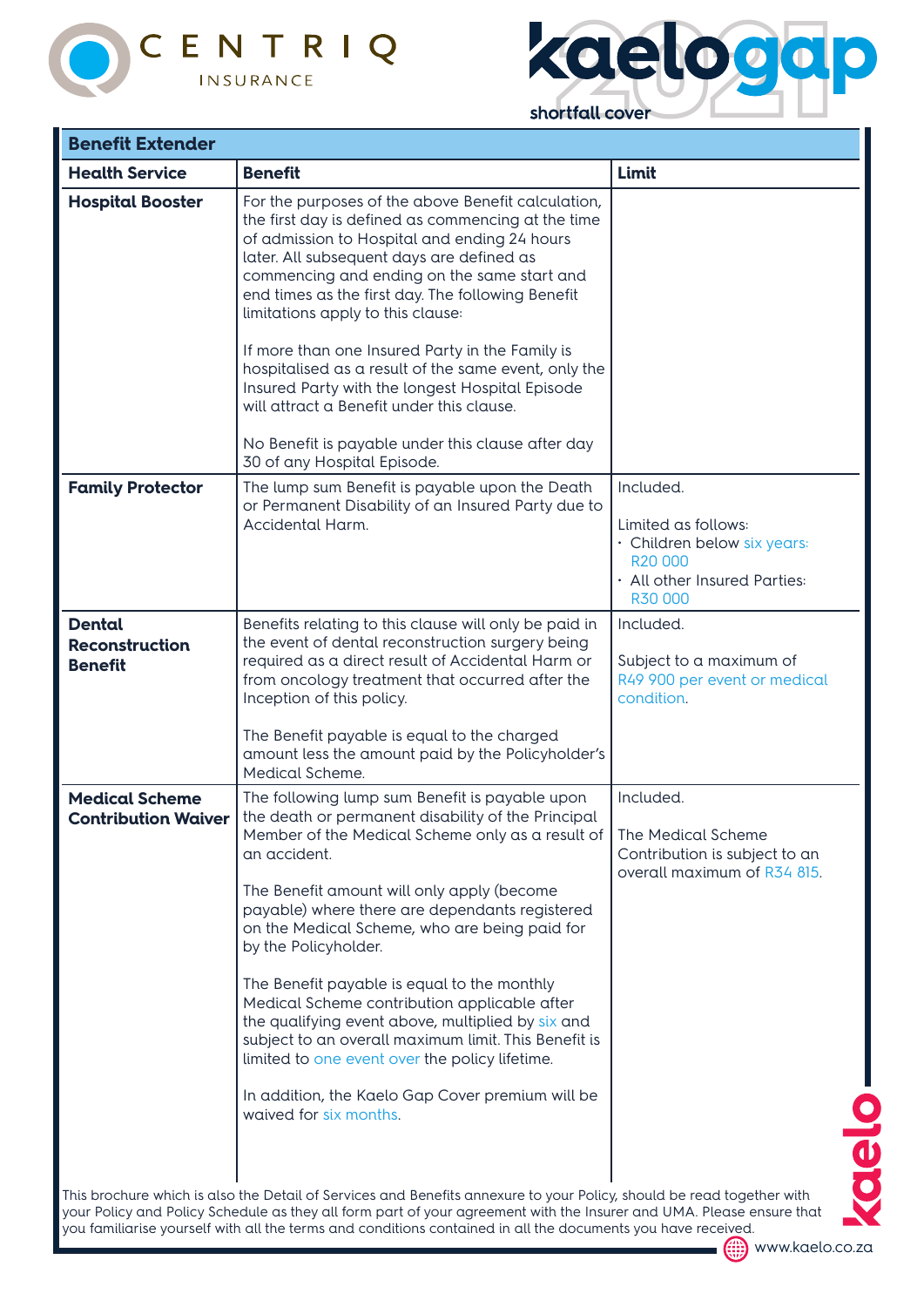## Benefit Extender

| Health Service | Benefit | Limit |
|---|---|---|
| **Hospital Booster** | For the purposes of the above Benefit calculation, the first day is defined as commencing at the time of admission to Hospital and ending 24 hours later. All subsequent days are defined as commencing and ending on the same start and end times as the first day. The following Benefit limitations apply to this clause:<br><br>If more than one Insured Party in the Family is hospitalised as a result of the same event, only the Insured Party with the longest Hospital Episode will attract a Benefit under this clause.<br><br>No Benefit is payable under this clause after day 30 of any Hospital Episode. | |
| **Family Protector** | The lump sum Benefit is payable upon the Death or Permanent Disability of an Insured Party due to Accidental Harm. | Included.<br><br>Limited as follows:<br>• Children below six years: R20 000<br>• All other Insured Parties: R30 000 |
| **Dental Reconstruction Benefit** | Benefits relating to this clause will only be paid in the event of dental reconstruction surgery being required as a direct result of Accidental Harm or from oncology treatment that occurred after the Inception of this policy.<br><br>The Benefit payable is equal to the charged amount less the amount paid by the Policyholder's Medical Scheme. | Included.<br><br>Subject to a maximum of R49 900 per event or medical condition. |
| **Medical Scheme Contribution Waiver** | The following lump sum Benefit is payable upon the death or permanent disability of the Principal Member of the Medical Scheme only as a result of an accident.<br><br>The Benefit amount will only apply (become payable) where there are dependants registered on the Medical Scheme, who are being paid for by the Policyholder.<br><br>The Benefit payable is equal to the monthly Medical Scheme contribution applicable after the qualifying event above, multiplied by six and subject to an overall maximum limit. This Benefit is limited to one event over the policy lifetime.<br><br>In addition, the Kaelo Gap Cover premium will be waived for six months. | Included.<br><br>The Medical Scheme Contribution is subject to an overall maximum of R34 815. |

This brochure which is also the Detail of Services and Benefits annexure to your Policy, should be read together with your Policy and Policy Schedule as they all form part of your agreement with the Insurer and UMA. Please ensure that you familiarise yourself with all the terms and conditions contained in all the documents you have received.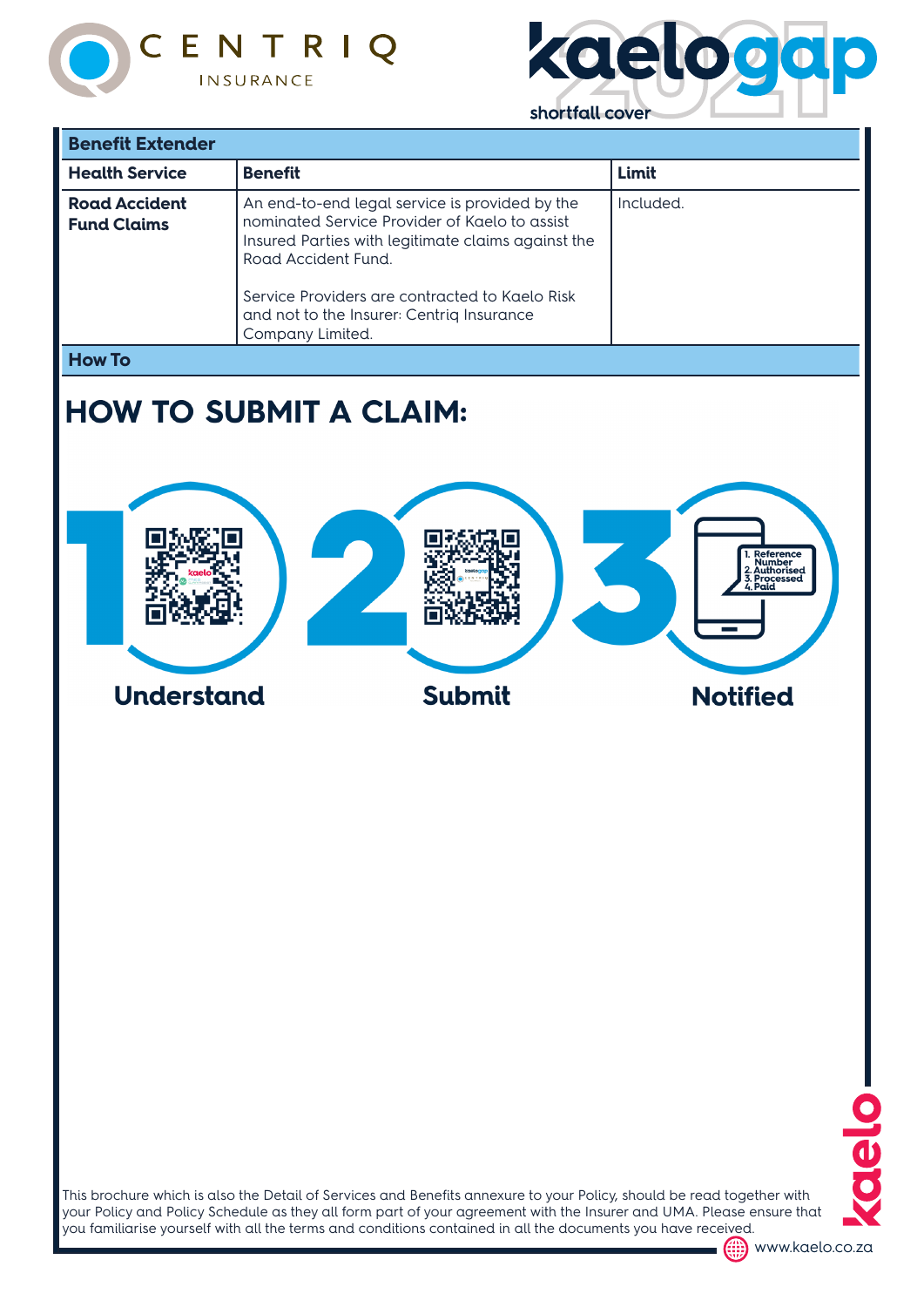| Benefit Extender | | |
|---|---|---|
| **Health Service** | **Benefit** | **Limit** |
| **Road Accident Fund Claims** | An end-to-end legal service is provided by the nominated Service Provider of Kaelo to assist Insured Parties with legitimate claims against the Road Accident Fund.<br><br>Service Providers are contracted to Kaelo Risk and not to the Insurer: Centriq Insurance Company Limited. | Included. |

**How To**

# HOW TO SUBMIT A CLAIM:

1 Understand

2 Submit

3 Notified

1. Reference Number
2. Authorised
3. Processed
4. Paid

This brochure which is also the Detail of Services and Benefits annexure to your Policy, should be read together with your Policy and Policy Schedule as they all form part of your agreement with the Insurer and UMA. Please ensure that you familiarise yourself with all the terms and conditions contained in all the documents you have received.

www.kaelo.co.za